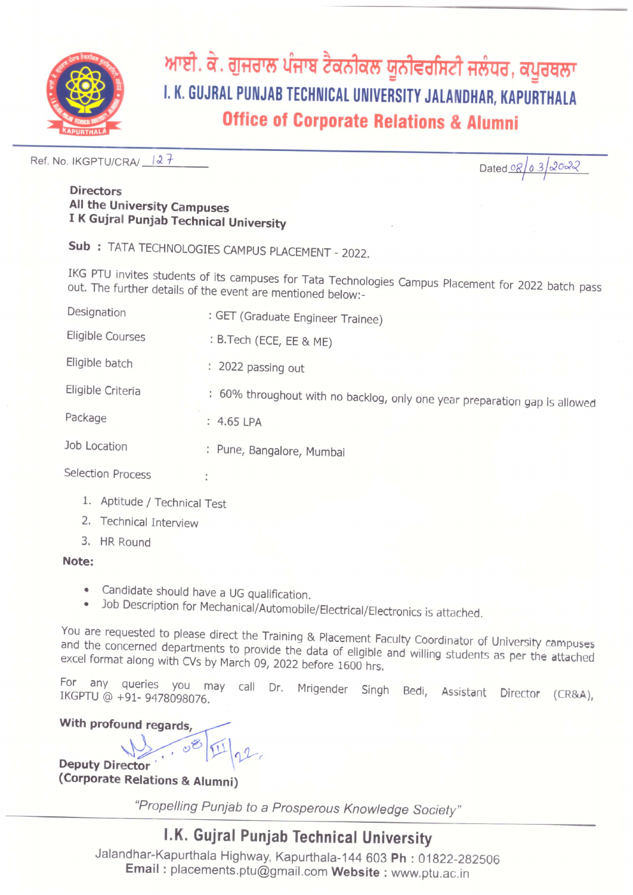# ਆਈ. ਕੇ. ਗੁਜਰਾਲ ਪੰਜਾਬ ਟੈਕਨੀਕਲ ਯੂਨੀਵਰਸਿਟੀ ਜਲੰਧਰ, ਕਪੂਰਥਲਾ

# I. K. GUJRAL PUNJAB TECHNICAL UNIVERSITY JALANDHAR, KAPURTHALA

## Office of Corporate Relations & Alumni

Ref. No. IKGPTU/CRA/ 127

Dated 08/03/2022

**Directors**
**All the University Campuses**
**I K Gujral Punjab Technical University**

**Sub :** TATA TECHNOLOGIES CAMPUS PLACEMENT - 2022.

IKG PTU invites students of its campuses for Tata Technologies Campus Placement for 2022 batch pass out. The further details of the event are mentioned below:-

| | |
|---|---|
| Designation | : GET (Graduate Engineer Trainee) |
| Eligible Courses | : B.Tech (ECE, EE & ME) |
| Eligible batch | : 2022 passing out |
| Eligible Criteria | : 60% throughout with no backlog, only one year preparation gap is allowed |
| Package | : 4.65 LPA |
| Job Location | : Pune, Bangalore, Mumbai |
| Selection Process | : |

1. Aptitude / Technical Test
2. Technical Interview
3. HR Round

**Note:**

- Candidate should have a UG qualification.
- Job Description for Mechanical/Automobile/Electrical/Electronics is attached.

You are requested to please direct the Training & Placement Faculty Coordinator of University campuses and the concerned departments to provide the data of eligible and willing students as per the attached excel format along with CVs by March 09, 2022 before 1600 hrs.

For any queries you may call Dr. Mrigender Singh Bedi, Assistant Director (CR&A), IKGPTU @ +91- 9478098076.

**With profound regards,**

08/III/22

**Deputy Director**
**(Corporate Relations & Alumni)**

*"Propelling Punjab to a Prosperous Knowledge Society"*

**I.K. Gujral Punjab Technical University**
Jalandhar-Kapurthala Highway, Kapurthala-144 603 **Ph :** 01822-282506
**Email :** placements.ptu@gmail.com **Website :** www.ptu.ac.in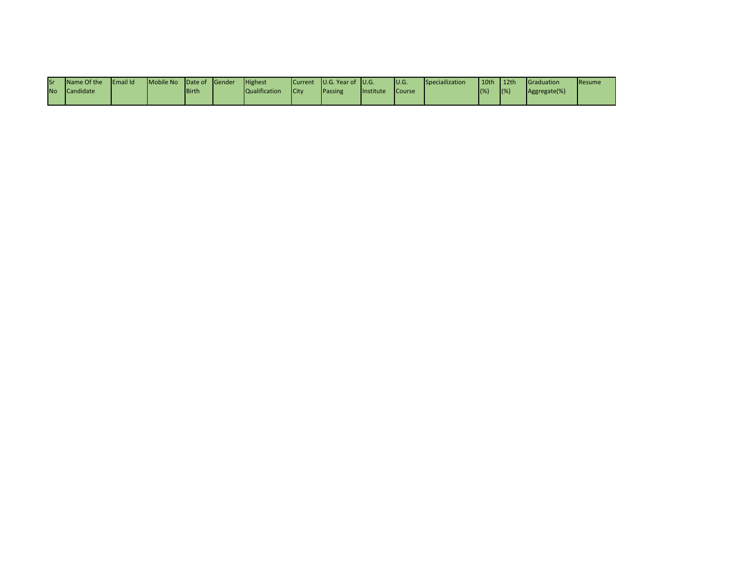| Sr No | Name Of the Candidate | Email Id | Mobile No | Date of Birth | Gender | Highest Qualification | Current City | U.G. Year of Passing | U.G. Institute | U.G. Course | Speciailization | 10th (%) | 12th (%) | Graduation Aggregate(%) | Resume |
|---|---|---|---|---|---|---|---|---|---|---|---|---|---|---|---|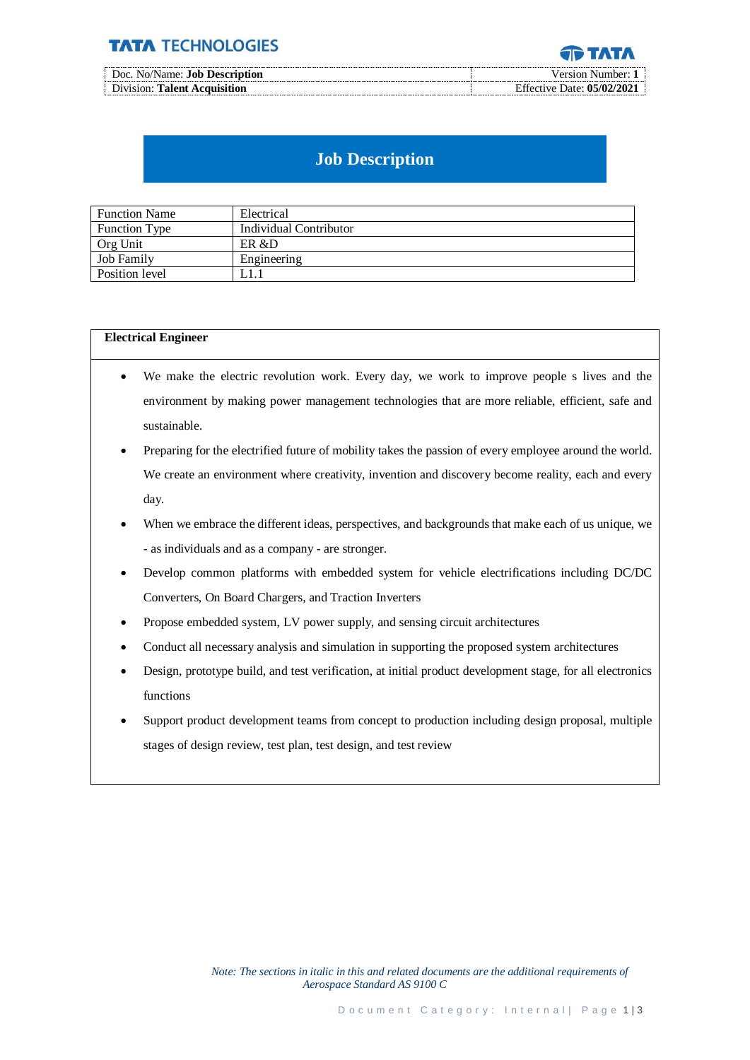# Job Description

| Function Name | Electrical |
|---|---|
| Function Type | Individual Contributor |
| Org Unit | ER &D |
| Job Family | Engineering |
| Position level | L1.1 |

**Electrical Engineer**

- We make the electric revolution work. Every day, we work to improve people s lives and the environment by making power management technologies that are more reliable, efficient, safe and sustainable.
- Preparing for the electrified future of mobility takes the passion of every employee around the world. We create an environment where creativity, invention and discovery become reality, each and every day.
- When we embrace the different ideas, perspectives, and backgrounds that make each of us unique, we - as individuals and as a company - are stronger.
- Develop common platforms with embedded system for vehicle electrifications including DC/DC Converters, On Board Chargers, and Traction Inverters
- Propose embedded system, LV power supply, and sensing circuit architectures
- Conduct all necessary analysis and simulation in supporting the proposed system architectures
- Design, prototype build, and test verification, at initial product development stage, for all electronics functions
- Support product development teams from concept to production including design proposal, multiple stages of design review, test plan, test design, and test review

*Note: The sections in italic in this and related documents are the additional requirements of Aerospace Standard AS 9100 C*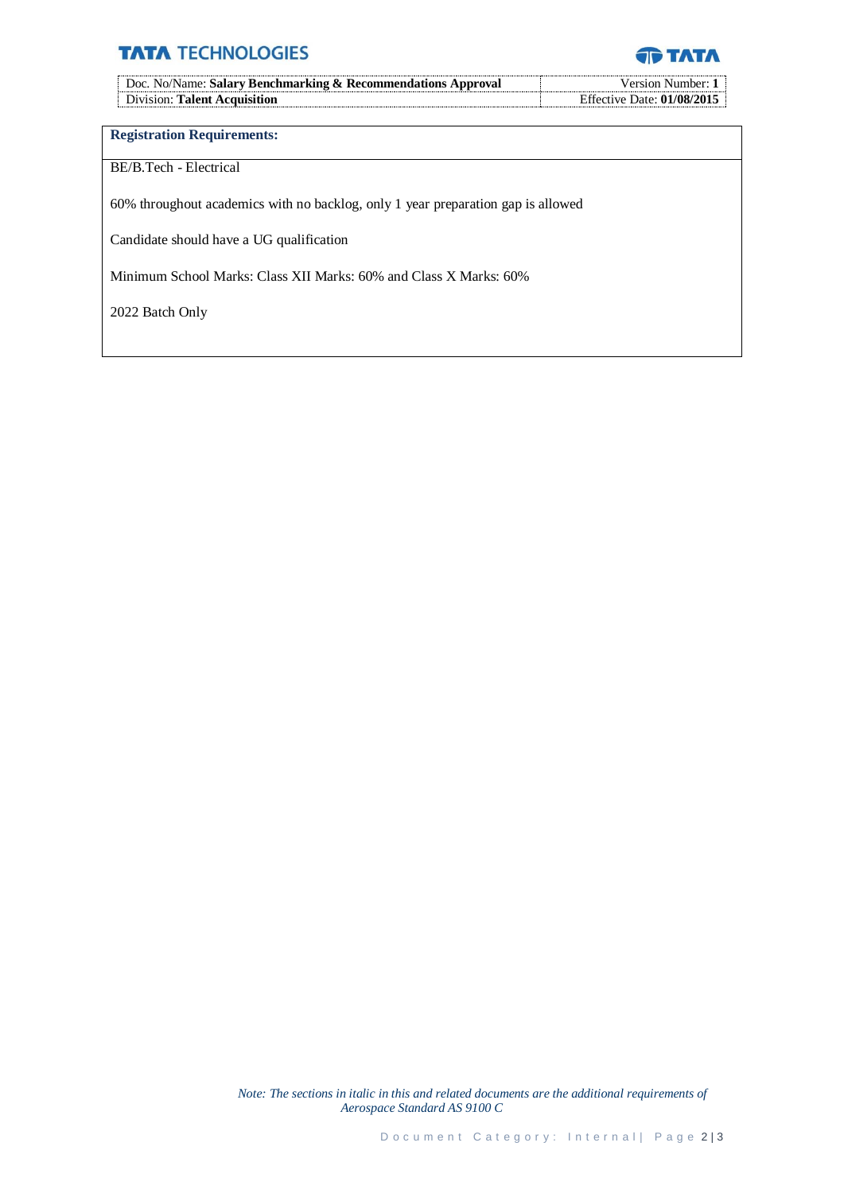**Registration Requirements:**

BE/B.Tech - Electrical

60% throughout academics with no backlog, only 1 year preparation gap is allowed

Candidate should have a UG qualification

Minimum School Marks: Class XII Marks: 60% and Class X Marks: 60%

2022 Batch Only

*Note: The sections in italic in this and related documents are the additional requirements of Aerospace Standard AS 9100 C*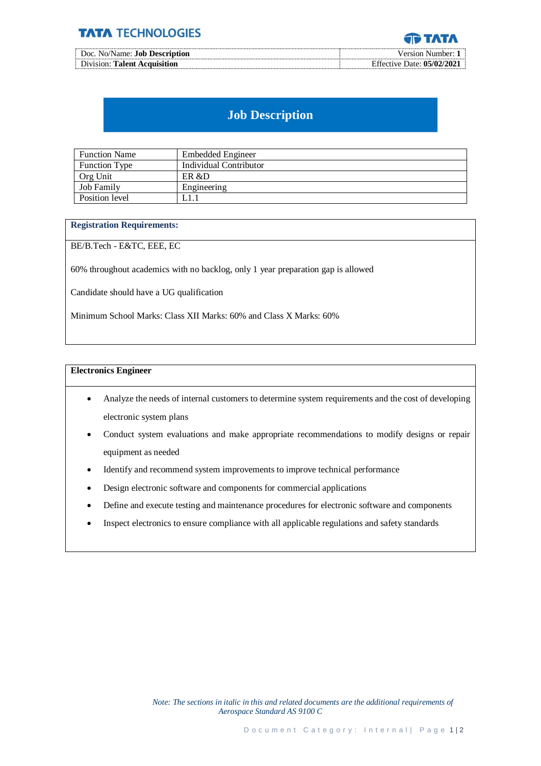# Job Description

| Function Name | Embedded Engineer |
|---|---|
| Function Type | Individual Contributor |
| Org Unit | ER &D |
| Job Family | Engineering |
| Position level | L1.1 |

**Registration Requirements:**

BE/B.Tech - E&TC, EEE, EC

60% throughout academics with no backlog, only 1 year preparation gap is allowed

Candidate should have a UG qualification

Minimum School Marks: Class XII Marks: 60% and Class X Marks: 60%

**Electronics Engineer**

- Analyze the needs of internal customers to determine system requirements and the cost of developing electronic system plans
- Conduct system evaluations and make appropriate recommendations to modify designs or repair equipment as needed
- Identify and recommend system improvements to improve technical performance
- Design electronic software and components for commercial applications
- Define and execute testing and maintenance procedures for electronic software and components
- Inspect electronics to ensure compliance with all applicable regulations and safety standards

*Note: The sections in italic in this and related documents are the additional requirements of Aerospace Standard AS 9100 C*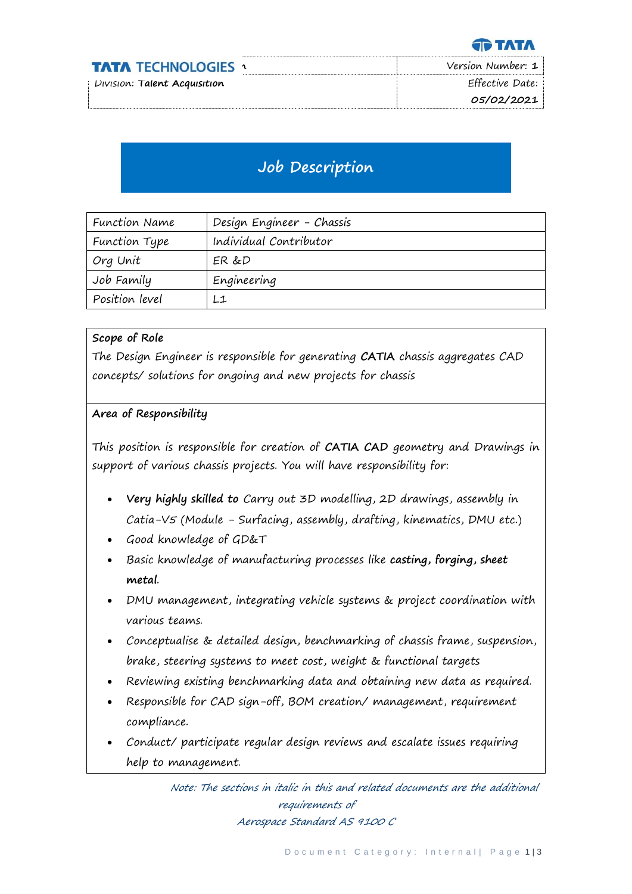| | |
|---|---|
| **TATA TECHNOLOGIES** | Version Number: **1** |
| Division: **Talent Acquisition** | Effective Date: **05/02/2021** |

# *Job Description*

| | |
|---|---|
| Function Name | *Design Engineer - Chassis* |
| Function Type | *Individual Contributor* |
| Org Unit | *ER &D* |
| Job Family | *Engineering* |
| Position level | *L1* |

**Scope of Role**

*The Design Engineer is responsible for generating* ***CATIA*** *chassis aggregates CAD concepts/ solutions for ongoing and new projects for chassis*

**Area of Responsibility**

*This position is responsible for creation of* ***CATIA CAD*** *geometry and Drawings in support of various chassis projects. You will have responsibility for:*

- ***Very highly skilled to*** *Carry out 3D modelling, 2D drawings, assembly in Catia-V5 (Module - Surfacing, assembly, drafting, kinematics, DMU etc.)*
- *Good knowledge of GD&T*
- *Basic knowledge of manufacturing processes like* ***casting, forging, sheet metal****.*
- *DMU management, integrating vehicle systems & project coordination with various teams.*
- *Conceptualise & detailed design, benchmarking of chassis frame, suspension, brake, steering systems to meet cost, weight & functional targets*
- *Reviewing existing benchmarking data and obtaining new data as required.*
- *Responsible for CAD sign-off, BOM creation/ management, requirement compliance.*
- *Conduct/ participate regular design reviews and escalate issues requiring help to management.*

*Note: The sections in italic in this and related documents are the additional requirements of Aerospace Standard AS 9100 C*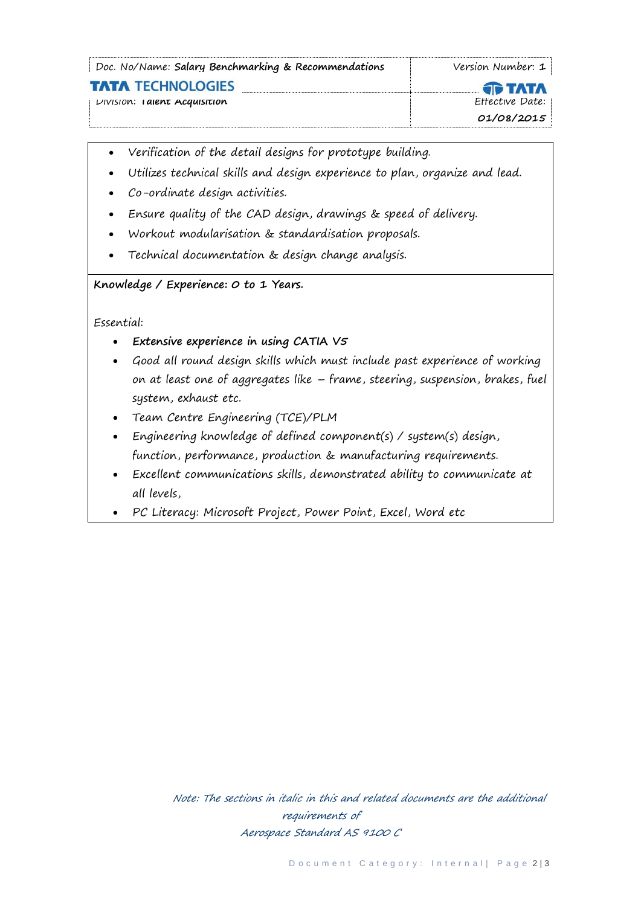- *Verification of the detail designs for prototype building.*
- *Utilizes technical skills and design experience to plan, organize and lead.*
- *Co-ordinate design activities.*
- *Ensure quality of the CAD design, drawings & speed of delivery.*
- *Workout modularisation & standardisation proposals.*
- *Technical documentation & design change analysis.*

**Knowledge / Experience: 0 to 1 Years.**

Essential:

- **Extensive experience in using CATIA V5**
- *Good all round design skills which must include past experience of working on at least one of aggregates like – frame, steering, suspension, brakes, fuel system, exhaust etc.*
- *Team Centre Engineering (TCE)/PLM*
- *Engineering knowledge of defined component(s) / system(s) design, function, performance, production & manufacturing requirements.*
- *Excellent communications skills, demonstrated ability to communicate at all levels,*
- *PC Literacy: Microsoft Project, Power Point, Excel, Word etc*

*Note: The sections in italic in this and related documents are the additional requirements of Aerospace Standard AS 9100 C*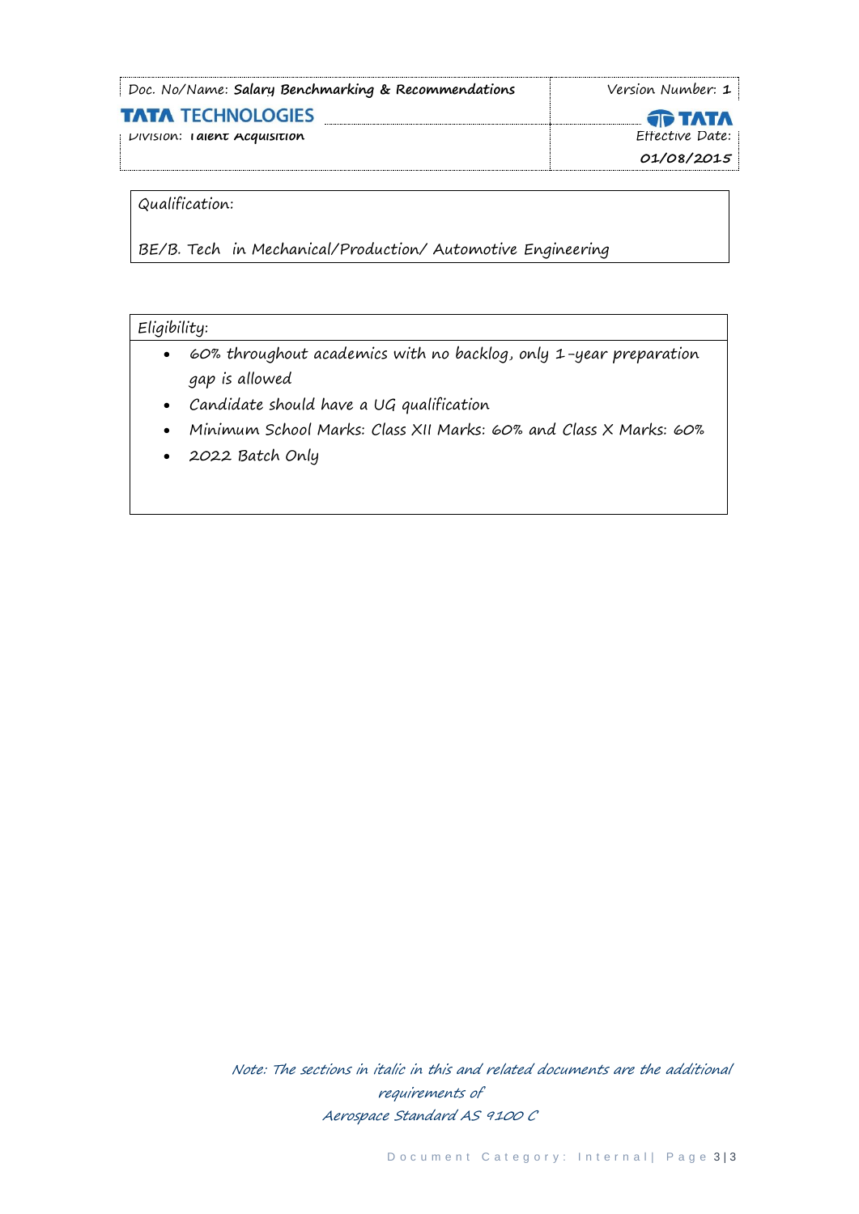Qualification:

BE/B. Tech in Mechanical/Production/ Automotive Engineering

Eligibility:

- 60% throughout academics with no backlog, only 1-year preparation gap is allowed
- Candidate should have a UG qualification
- Minimum School Marks: Class XII Marks: 60% and Class X Marks: 60%
- 2022 Batch Only

*Note: The sections in italic in this and related documents are the additional requirements of Aerospace Standard AS 9100 C*